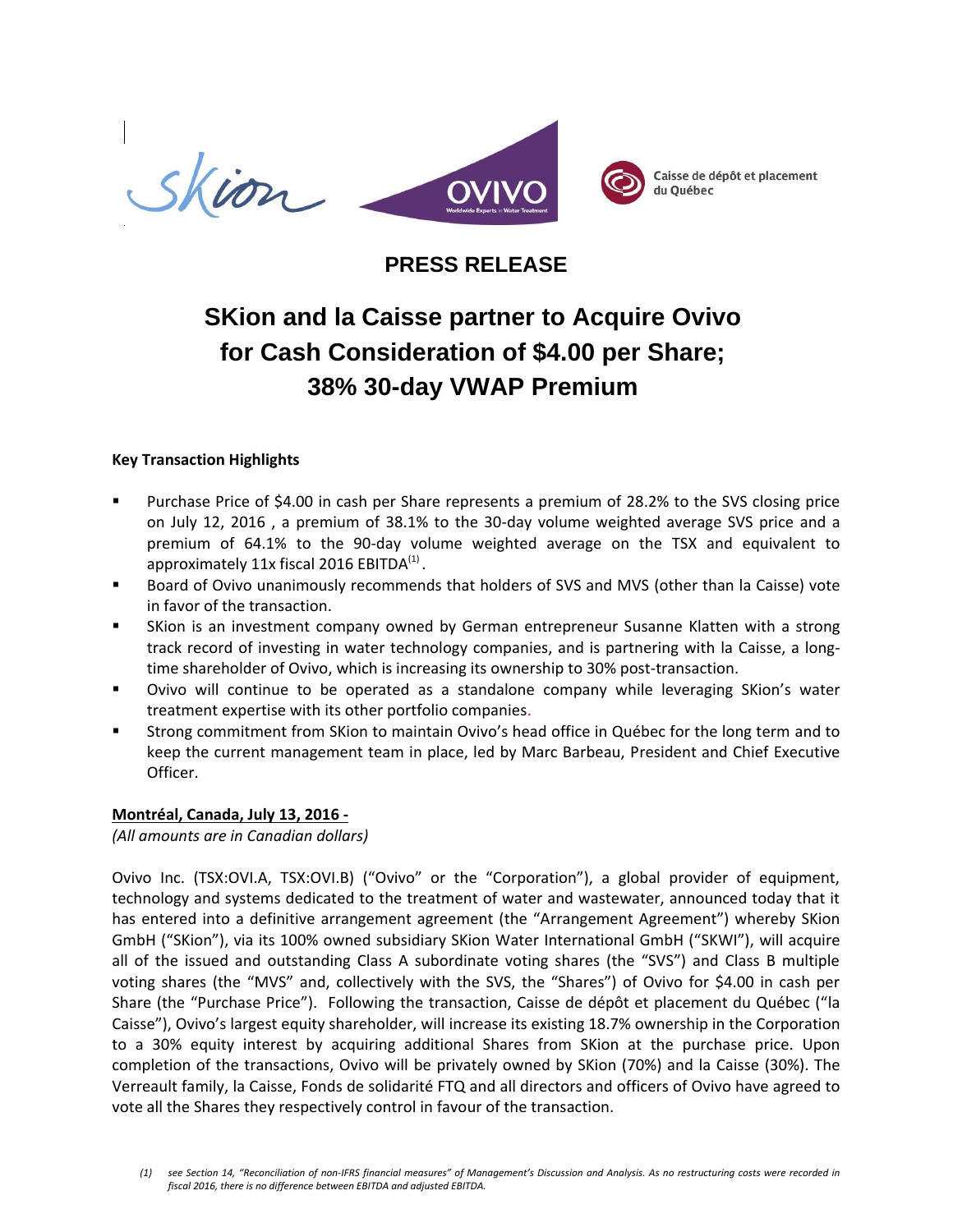# PRESS RELEASE

## SKion and la Caisse partner to Acquire Ovivo for Cash Consideration of $4.00 per Share; 38% 30-day VWAP Premium

**Key Transaction Highlights**

- Purchase Price of $4.00 in cash per Share represents a premium of 28.2% to the SVS closing price on July 12, 2016 , a premium of 38.1% to the 30-day volume weighted average SVS price and a premium of 64.1% to the 90-day volume weighted average on the TSX and equivalent to approximately 11x fiscal 2016 EBITDA[(1)].
- Board of Ovivo unanimously recommends that holders of SVS and MVS (other than la Caisse) vote in favor of the transaction.
- SKion is an investment company owned by German entrepreneur Susanne Klatten with a strong track record of investing in water technology companies, and is partnering with la Caisse, a long-time shareholder of Ovivo, which is increasing its ownership to 30% post-transaction.
- Ovivo will continue to be operated as a standalone company while leveraging SKion's water treatment expertise with its other portfolio companies.
- Strong commitment from SKion to maintain Ovivo's head office in Québec for the long term and to keep the current management team in place, led by Marc Barbeau, President and Chief Executive Officer.

**Montréal, Canada, July 13, 2016 -**

*(All amounts are in Canadian dollars)*

Ovivo Inc. (TSX:OVI.A, TSX:OVI.B) ("Ovivo" or the "Corporation"), a global provider of equipment, technology and systems dedicated to the treatment of water and wastewater, announced today that it has entered into a definitive arrangement agreement (the "Arrangement Agreement") whereby SKion GmbH ("SKion"), via its 100% owned subsidiary SKion Water International GmbH ("SKWI"), will acquire all of the issued and outstanding Class A subordinate voting shares (the "SVS") and Class B multiple voting shares (the "MVS" and, collectively with the SVS, the "Shares") of Ovivo for $4.00 in cash per Share (the "Purchase Price"). Following the transaction, Caisse de dépôt et placement du Québec ("la Caisse"), Ovivo's largest equity shareholder, will increase its existing 18.7% ownership in the Corporation to a 30% equity interest by acquiring additional Shares from SKion at the purchase price. Upon completion of the transactions, Ovivo will be privately owned by SKion (70%) and la Caisse (30%). The Verreault family, la Caisse, Fonds de solidarité FTQ and all directors and officers of Ovivo have agreed to vote all the Shares they respectively control in favour of the transaction.

*(1) see Section 14, "Reconciliation of non-IFRS financial measures" of Management's Discussion and Analysis. As no restructuring costs were recorded in fiscal 2016, there is no difference between EBITDA and adjusted EBITDA.*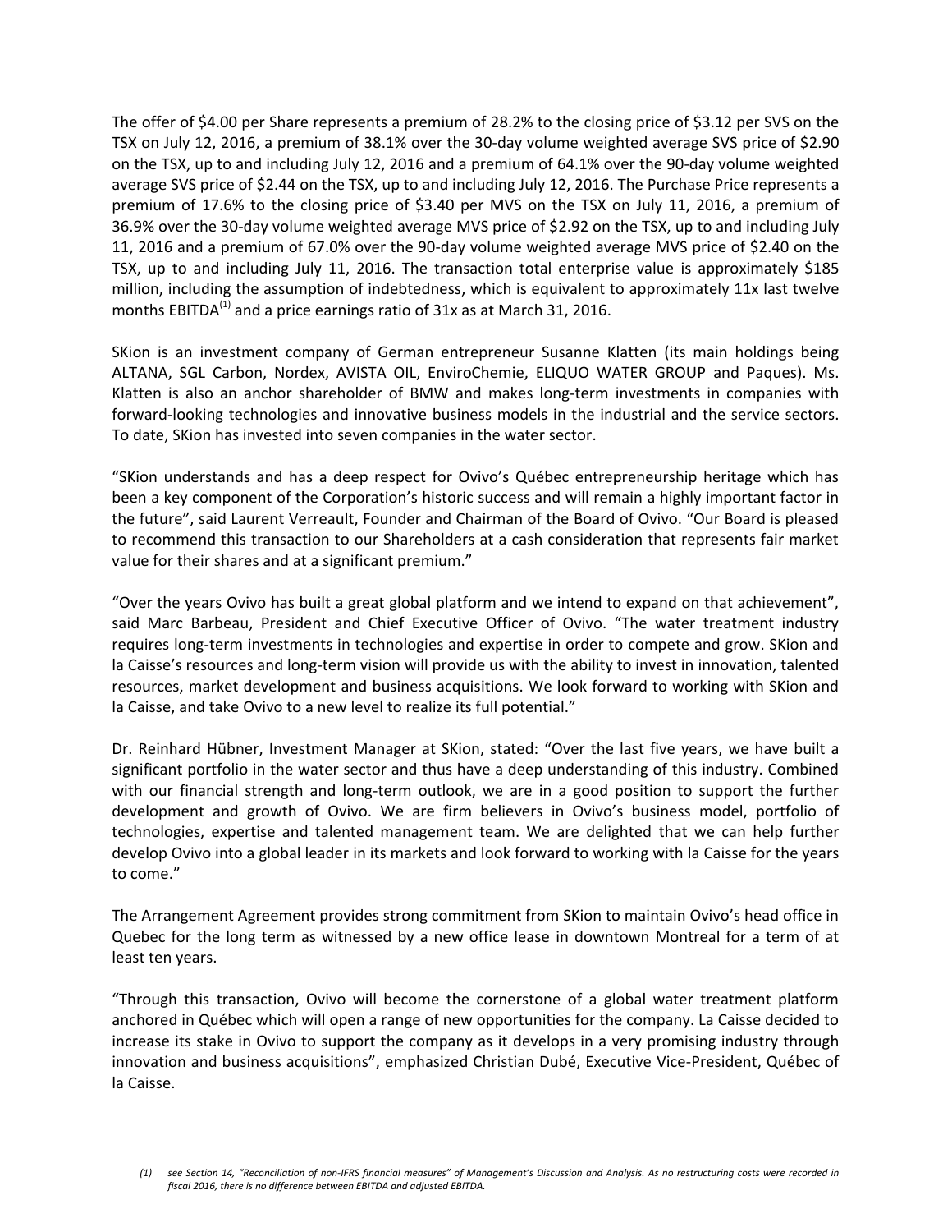The offer of $4.00 per Share represents a premium of 28.2% to the closing price of $3.12 per SVS on the TSX on July 12, 2016, a premium of 38.1% over the 30-day volume weighted average SVS price of $2.90 on the TSX, up to and including July 12, 2016 and a premium of 64.1% over the 90-day volume weighted average SVS price of $2.44 on the TSX, up to and including July 12, 2016. The Purchase Price represents a premium of 17.6% to the closing price of $3.40 per MVS on the TSX on July 11, 2016, a premium of 36.9% over the 30-day volume weighted average MVS price of $2.92 on the TSX, up to and including July 11, 2016 and a premium of 67.0% over the 90-day volume weighted average MVS price of $2.40 on the TSX, up to and including July 11, 2016. The transaction total enterprise value is approximately $185 million, including the assumption of indebtedness, which is equivalent to approximately 11x last twelve months EBITDA[1] and a price earnings ratio of 31x as at March 31, 2016.

SKion is an investment company of German entrepreneur Susanne Klatten (its main holdings being ALTANA, SGL Carbon, Nordex, AVISTA OIL, EnviroChemie, ELIQUO WATER GROUP and Paques). Ms. Klatten is also an anchor shareholder of BMW and makes long-term investments in companies with forward-looking technologies and innovative business models in the industrial and the service sectors. To date, SKion has invested into seven companies in the water sector.

"SKion understands and has a deep respect for Ovivo's Québec entrepreneurship heritage which has been a key component of the Corporation's historic success and will remain a highly important factor in the future", said Laurent Verreault, Founder and Chairman of the Board of Ovivo. "Our Board is pleased to recommend this transaction to our Shareholders at a cash consideration that represents fair market value for their shares and at a significant premium."

"Over the years Ovivo has built a great global platform and we intend to expand on that achievement", said Marc Barbeau, President and Chief Executive Officer of Ovivo. "The water treatment industry requires long-term investments in technologies and expertise in order to compete and grow. SKion and la Caisse's resources and long-term vision will provide us with the ability to invest in innovation, talented resources, market development and business acquisitions. We look forward to working with SKion and la Caisse, and take Ovivo to a new level to realize its full potential."

Dr. Reinhard Hübner, Investment Manager at SKion, stated: "Over the last five years, we have built a significant portfolio in the water sector and thus have a deep understanding of this industry. Combined with our financial strength and long-term outlook, we are in a good position to support the further development and growth of Ovivo. We are firm believers in Ovivo's business model, portfolio of technologies, expertise and talented management team. We are delighted that we can help further develop Ovivo into a global leader in its markets and look forward to working with la Caisse for the years to come."

The Arrangement Agreement provides strong commitment from SKion to maintain Ovivo's head office in Quebec for the long term as witnessed by a new office lease in downtown Montreal for a term of at least ten years.

"Through this transaction, Ovivo will become the cornerstone of a global water treatment platform anchored in Québec which will open a range of new opportunities for the company. La Caisse decided to increase its stake in Ovivo to support the company as it develops in a very promising industry through innovation and business acquisitions", emphasized Christian Dubé, Executive Vice-President, Québec of la Caisse.

*(1) see Section 14, "Reconciliation of non-IFRS financial measures" of Management's Discussion and Analysis. As no restructuring costs were recorded in fiscal 2016, there is no difference between EBITDA and adjusted EBITDA.*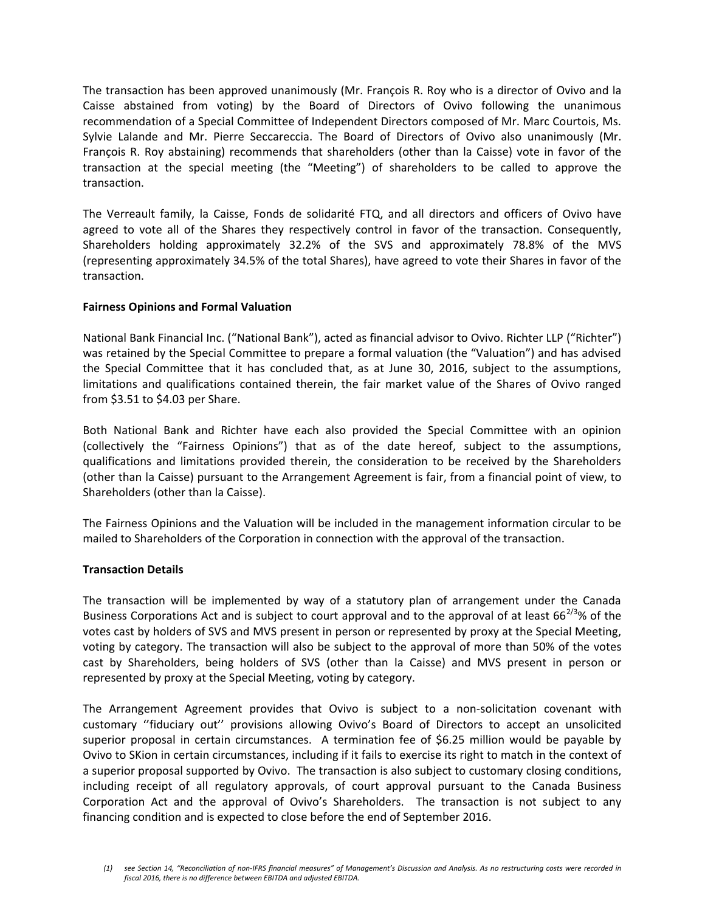The transaction has been approved unanimously (Mr. François R. Roy who is a director of Ovivo and la Caisse abstained from voting) by the Board of Directors of Ovivo following the unanimous recommendation of a Special Committee of Independent Directors composed of Mr. Marc Courtois, Ms. Sylvie Lalande and Mr. Pierre Seccareccia. The Board of Directors of Ovivo also unanimously (Mr. François R. Roy abstaining) recommends that shareholders (other than la Caisse) vote in favor of the transaction at the special meeting (the "Meeting") of shareholders to be called to approve the transaction.

The Verreault family, la Caisse, Fonds de solidarité FTQ, and all directors and officers of Ovivo have agreed to vote all of the Shares they respectively control in favor of the transaction. Consequently, Shareholders holding approximately 32.2% of the SVS and approximately 78.8% of the MVS (representing approximately 34.5% of the total Shares), have agreed to vote their Shares in favor of the transaction.

**Fairness Opinions and Formal Valuation**

National Bank Financial Inc. ("National Bank"), acted as financial advisor to Ovivo. Richter LLP ("Richter") was retained by the Special Committee to prepare a formal valuation (the "Valuation") and has advised the Special Committee that it has concluded that, as at June 30, 2016, subject to the assumptions, limitations and qualifications contained therein, the fair market value of the Shares of Ovivo ranged from $3.51 to $4.03 per Share.

Both National Bank and Richter have each also provided the Special Committee with an opinion (collectively the "Fairness Opinions") that as of the date hereof, subject to the assumptions, qualifications and limitations provided therein, the consideration to be received by the Shareholders (other than la Caisse) pursuant to the Arrangement Agreement is fair, from a financial point of view, to Shareholders (other than la Caisse).

The Fairness Opinions and the Valuation will be included in the management information circular to be mailed to Shareholders of the Corporation in connection with the approval of the transaction.

**Transaction Details**

The transaction will be implemented by way of a statutory plan of arrangement under the Canada Business Corporations Act and is subject to court approval and to the approval of at least $66^{2/3}$% of the votes cast by holders of SVS and MVS present in person or represented by proxy at the Special Meeting, voting by category. The transaction will also be subject to the approval of more than 50% of the votes cast by Shareholders, being holders of SVS (other than la Caisse) and MVS present in person or represented by proxy at the Special Meeting, voting by category.

The Arrangement Agreement provides that Ovivo is subject to a non-solicitation covenant with customary ''fiduciary out'' provisions allowing Ovivo's Board of Directors to accept an unsolicited superior proposal in certain circumstances. A termination fee of $6.25 million would be payable by Ovivo to SKion in certain circumstances, including if it fails to exercise its right to match in the context of a superior proposal supported by Ovivo. The transaction is also subject to customary closing conditions, including receipt of all regulatory approvals, of court approval pursuant to the Canada Business Corporation Act and the approval of Ovivo's Shareholders. The transaction is not subject to any financing condition and is expected to close before the end of September 2016.

*(1) see Section 14, "Reconciliation of non-IFRS financial measures" of Management's Discussion and Analysis. As no restructuring costs were recorded in fiscal 2016, there is no difference between EBITDA and adjusted EBITDA.*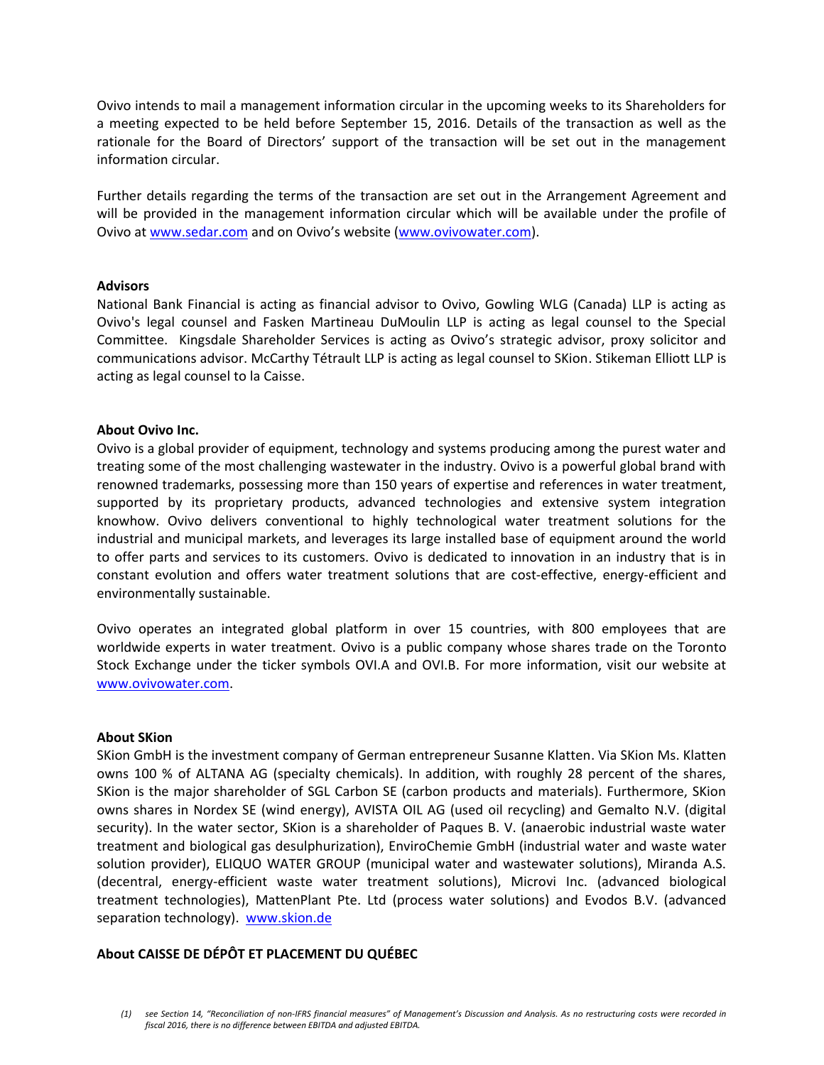Ovivo intends to mail a management information circular in the upcoming weeks to its Shareholders for a meeting expected to be held before September 15, 2016. Details of the transaction as well as the rationale for the Board of Directors' support of the transaction will be set out in the management information circular.

Further details regarding the terms of the transaction are set out in the Arrangement Agreement and will be provided in the management information circular which will be available under the profile of Ovivo at www.sedar.com and on Ovivo's website (www.ovivowater.com).

**Advisors**

National Bank Financial is acting as financial advisor to Ovivo, Gowling WLG (Canada) LLP is acting as Ovivo's legal counsel and Fasken Martineau DuMoulin LLP is acting as legal counsel to the Special Committee. Kingsdale Shareholder Services is acting as Ovivo's strategic advisor, proxy solicitor and communications advisor. McCarthy Tétrault LLP is acting as legal counsel to SKion. Stikeman Elliott LLP is acting as legal counsel to la Caisse.

**About Ovivo Inc.**

Ovivo is a global provider of equipment, technology and systems producing among the purest water and treating some of the most challenging wastewater in the industry. Ovivo is a powerful global brand with renowned trademarks, possessing more than 150 years of expertise and references in water treatment, supported by its proprietary products, advanced technologies and extensive system integration knowhow. Ovivo delivers conventional to highly technological water treatment solutions for the industrial and municipal markets, and leverages its large installed base of equipment around the world to offer parts and services to its customers. Ovivo is dedicated to innovation in an industry that is in constant evolution and offers water treatment solutions that are cost-effective, energy-efficient and environmentally sustainable.

Ovivo operates an integrated global platform in over 15 countries, with 800 employees that are worldwide experts in water treatment. Ovivo is a public company whose shares trade on the Toronto Stock Exchange under the ticker symbols OVI.A and OVI.B. For more information, visit our website at www.ovivowater.com.

**About SKion**

SKion GmbH is the investment company of German entrepreneur Susanne Klatten. Via SKion Ms. Klatten owns 100 % of ALTANA AG (specialty chemicals). In addition, with roughly 28 percent of the shares, SKion is the major shareholder of SGL Carbon SE (carbon products and materials). Furthermore, SKion owns shares in Nordex SE (wind energy), AVISTA OIL AG (used oil recycling) and Gemalto N.V. (digital security). In the water sector, SKion is a shareholder of Paques B. V. (anaerobic industrial waste water treatment and biological gas desulphurization), EnviroChemie GmbH (industrial water and waste water solution provider), ELIQUO WATER GROUP (municipal water and wastewater solutions), Miranda A.S. (decentral, energy-efficient waste water treatment solutions), Microvi Inc. (advanced biological treatment technologies), MattenPlant Pte. Ltd (process water solutions) and Evodos B.V. (advanced separation technology). www.skion.de

**About CAISSE DE DÉPÔT ET PLACEMENT DU QUÉBEC**

*(1) see Section 14, "Reconciliation of non-IFRS financial measures" of Management's Discussion and Analysis. As no restructuring costs were recorded in fiscal 2016, there is no difference between EBITDA and adjusted EBITDA.*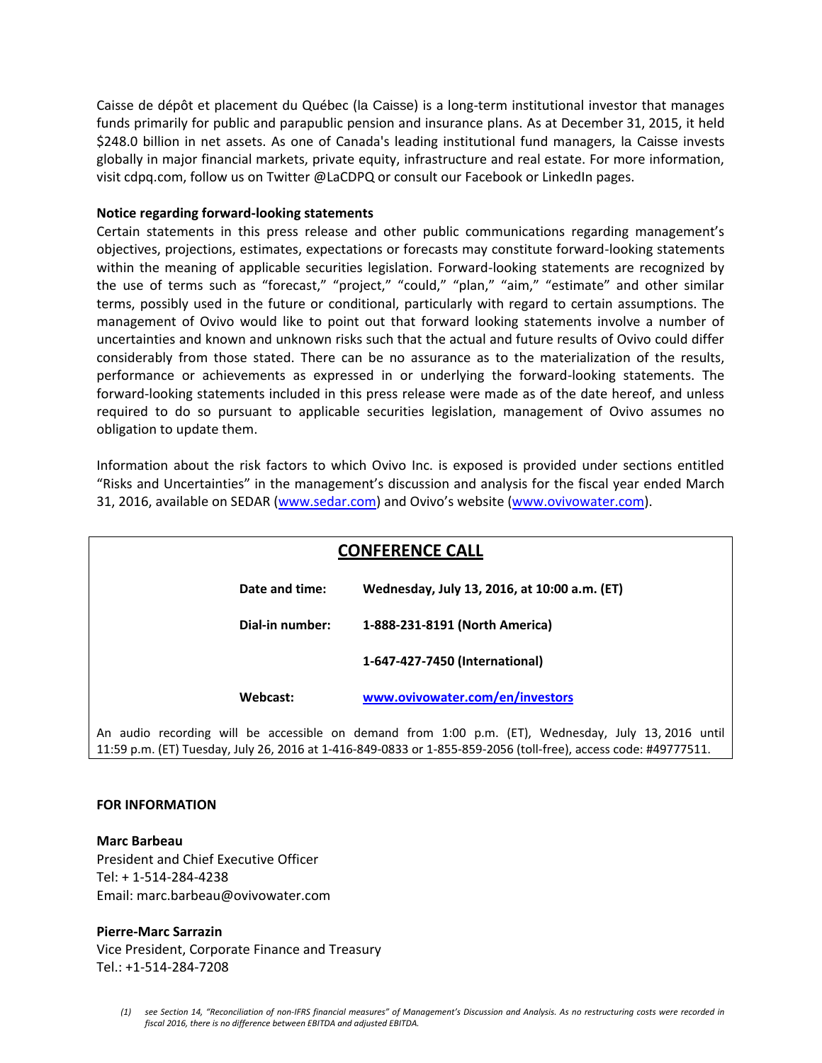Caisse de dépôt et placement du Québec (la Caisse) is a long-term institutional investor that manages funds primarily for public and parapublic pension and insurance plans. As at December 31, 2015, it held $248.0 billion in net assets. As one of Canada's leading institutional fund managers, la Caisse invests globally in major financial markets, private equity, infrastructure and real estate. For more information, visit cdpq.com, follow us on Twitter @LaCDPQ or consult our Facebook or LinkedIn pages.

**Notice regarding forward-looking statements**

Certain statements in this press release and other public communications regarding management's objectives, projections, estimates, expectations or forecasts may constitute forward-looking statements within the meaning of applicable securities legislation. Forward-looking statements are recognized by the use of terms such as "forecast," "project," "could," "plan," "aim," "estimate" and other similar terms, possibly used in the future or conditional, particularly with regard to certain assumptions. The management of Ovivo would like to point out that forward looking statements involve a number of uncertainties and known and unknown risks such that the actual and future results of Ovivo could differ considerably from those stated. There can be no assurance as to the materialization of the results, performance or achievements as expressed in or underlying the forward-looking statements. The forward-looking statements included in this press release were made as of the date hereof, and unless required to do so pursuant to applicable securities legislation, management of Ovivo assumes no obligation to update them.

Information about the risk factors to which Ovivo Inc. is exposed is provided under sections entitled "Risks and Uncertainties" in the management's discussion and analysis for the fiscal year ended March 31, 2016, available on SEDAR (www.sedar.com) and Ovivo's website (www.ovivowater.com).

## CONFERENCE CALL

| | |
|---|---|
| **Date and time:** | **Wednesday, July 13, 2016, at 10:00 a.m. (ET)** |
| **Dial-in number:** | **1-888-231-8191 (North America)** |
| | **1-647-427-7450 (International)** |
| **Webcast:** | **www.ovivowater.com/en/investors** |

An audio recording will be accessible on demand from 1:00 p.m. (ET), Wednesday, July 13, 2016 until 11:59 p.m. (ET) Tuesday, July 26, 2016 at 1-416-849-0833 or 1-855-859-2056 (toll-free), access code: #49777511.

**FOR INFORMATION**

**Marc Barbeau**
President and Chief Executive Officer
Tel: + 1-514-284-4238
Email: marc.barbeau@ovivowater.com

**Pierre-Marc Sarrazin**
Vice President, Corporate Finance and Treasury
Tel.: +1-514-284-7208

*(1) see Section 14, "Reconciliation of non-IFRS financial measures" of Management's Discussion and Analysis. As no restructuring costs were recorded in fiscal 2016, there is no difference between EBITDA and adjusted EBITDA.*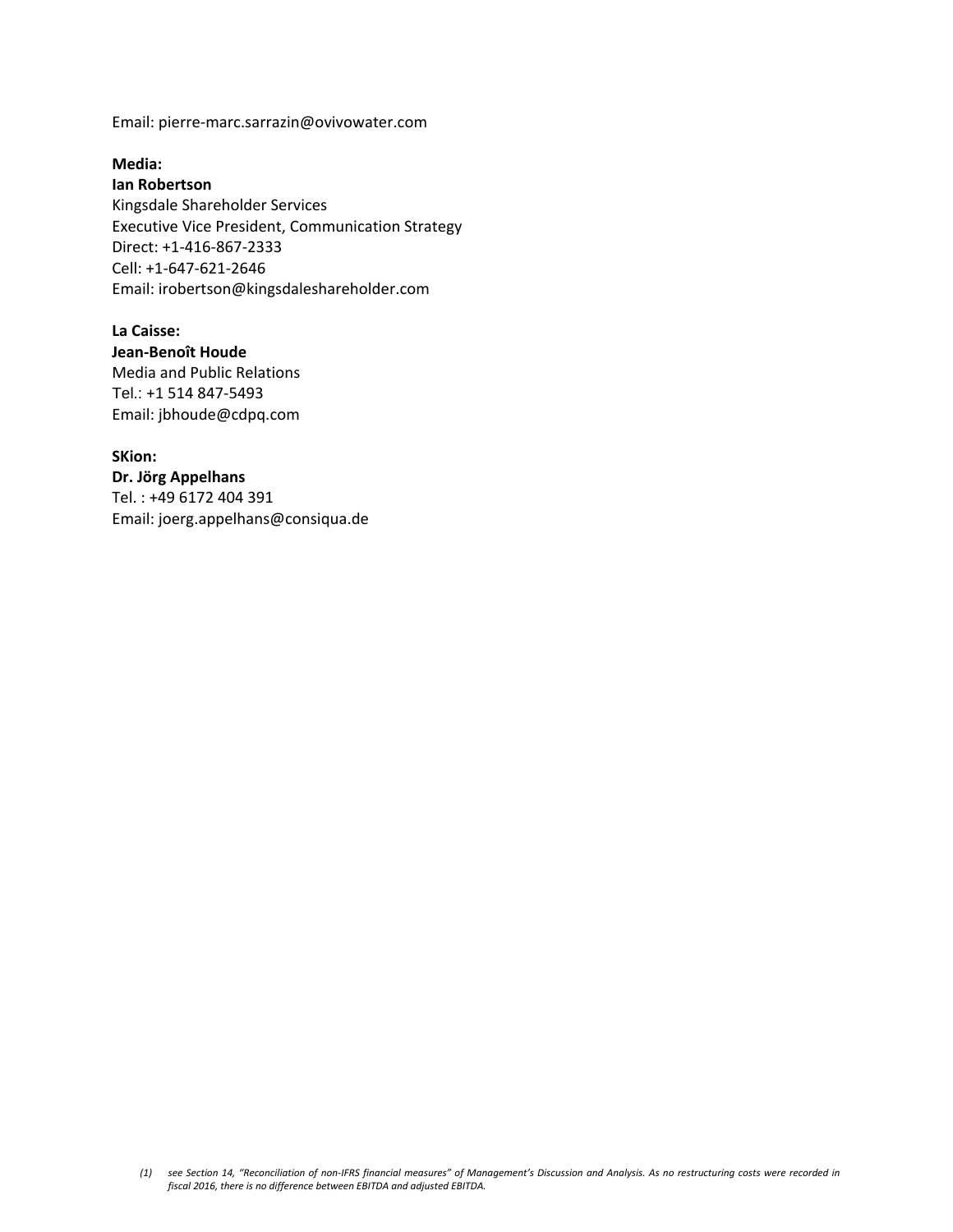Email: pierre-marc.sarrazin@ovivowater.com

**Media:**
**Ian Robertson**
Kingsdale Shareholder Services
Executive Vice President, Communication Strategy
Direct: +1-416-867-2333
Cell: +1-647-621-2646
Email: irobertson@kingsdaleshareholder.com

**La Caisse:**
**Jean-Benoît Houde**
Media and Public Relations
Tel.: +1 514 847-5493
Email: jbhoude@cdpq.com

**SKion:**
**Dr. Jörg Appelhans**
Tel. : +49 6172 404 391
Email: joerg.appelhans@consiqua.de

*(1) see Section 14, "Reconciliation of non-IFRS financial measures" of Management's Discussion and Analysis. As no restructuring costs were recorded in fiscal 2016, there is no difference between EBITDA and adjusted EBITDA.*